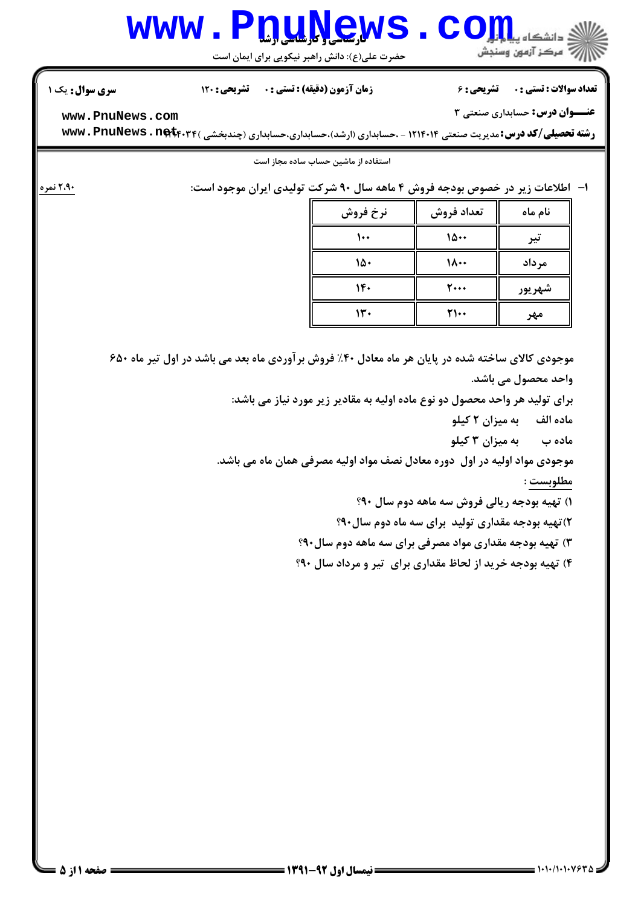**تعداد سوالات : تستی : ۰ تشریحی : ۶** | **زمان آزمون (دقیقه) : تستی : ۰ تشریحی : ۱۲۰** | **سری سوال : یک ۱**

**عنـــوان درس:** حسابداری صنعتی ۳

**رشته تحصیلی/کد درس:** مدیریت صنعتی ۱۲۱۴۰۱۴ - ،حسابداری (ارشد)،حسابداری،حسابداری (چندبخشی )۱۲۱۴۰۳۴

استفاده از ماشین حساب ساده مجاز است

۱- اطلاعات زیر در خصوص بودجه فروش ۴ ماهه سال ۹۰ شرکت تولیدی ایران موجود است: (۲،۹۰ نمره)

| نام ماه | تعداد فروش | نرخ فروش |
| --- | --- | --- |
| تیر | ۱۵۰۰ | ۱۰۰ |
| مرداد | ۱۸۰۰ | ۱۵۰ |
| شهریور | ۲۰۰۰ | ۱۴۰ |
| مهر | ۲۱۰۰ | ۱۳۰ |

موجودی کالای ساخته شده در پایان هر ماه معادل ۴۰٪ فروش برآوردی ماه بعد می باشد در اول تیر ماه ۶۵۰ واحد محصول می باشد.

برای تولید هر واحد محصول دو نوع ماده اولیه به مقادیر زیر مورد نیاز می باشد:

ماده الف به میزان ۲ کیلو

ماده ب به میزان ۳ کیلو

موجودی مواد اولیه در اول دوره معادل نصف مواد اولیه مصرفی همان ماه می باشد.

مطلوبست :

۱) تهیه بودجه ریالی فروش سه ماهه دوم سال ۹۰؟

۲)تهیه بودجه مقداری تولید برای سه ماه دوم سال۹۰؟

۳) تهیه بودجه مقداری مواد مصرفی برای سه ماهه دوم سال۹۰؟

۴) تهیه بودجه خرید از لحاظ مقداری برای تیر و مرداد سال ۹۰؟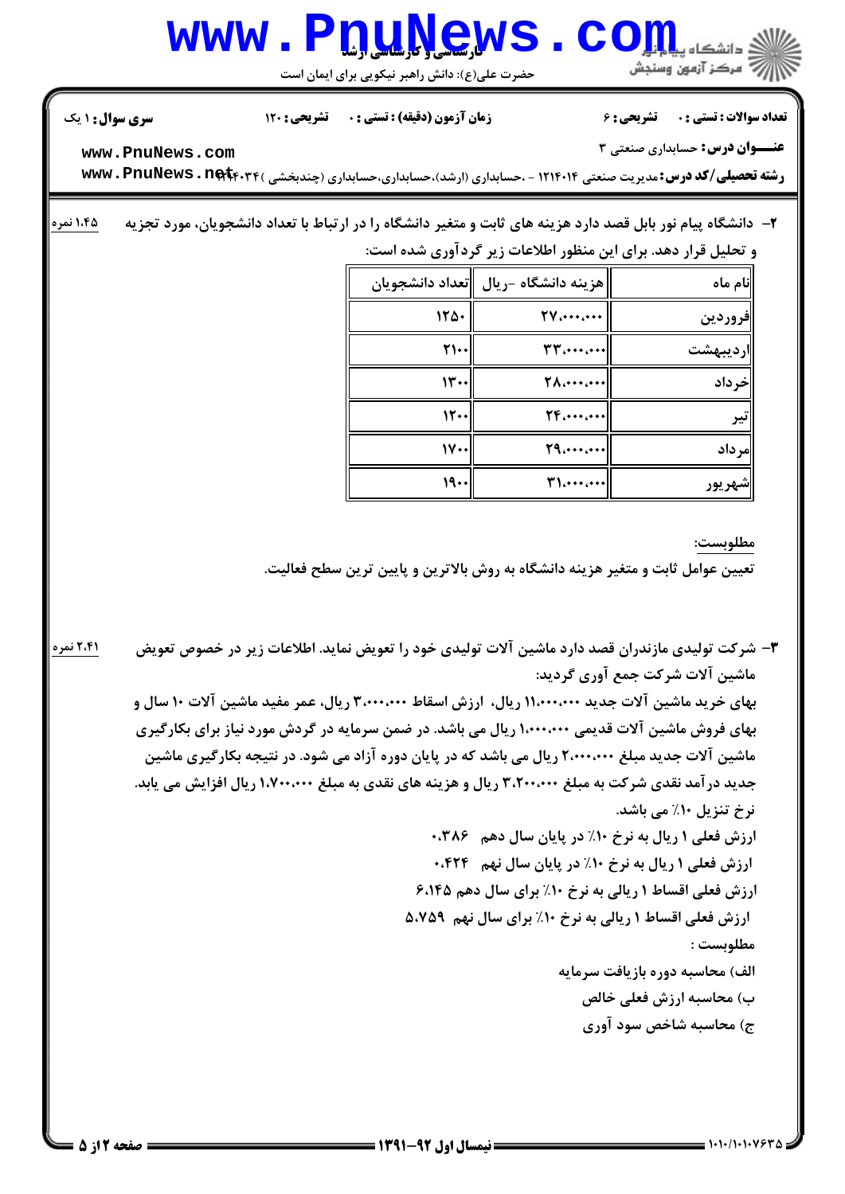سری سوال: ۱ یک | زمان آزمون (دقیقه) : تستی : ۰ تشریحی : ۱۲۰ | تعداد سوالات : تستی : ۰ تشریحی : ۶

**عنـــوان درس:** حسابداری صنعتی ۳

**رشته تحصیلی/کد درس:** مدیریت صنعتی ۱۲۱۴۰۱۴ - ،حسابداری (ارشد)،حسابداری،حسابداری (چندبخشی )۱۲۱۴۰۳۴

۲- دانشگاه پیام نور بابل قصد دارد هزینه های ثابت و متغیر دانشگاه را در ارتباط با تعداد دانشجویان، مورد تجزیه و تحلیل قرار دهد. برای این منظور اطلاعات زیر گردآوری شده است: **۱،۴۵ نمره**

| نام ماه | هزینه دانشگاه -ریال | تعداد دانشجویان |
|---|---|---|
| فروردین | ۲۷،۰۰۰،۰۰۰ | ۱۲۵۰ |
| اردیبهشت | ۳۳،۰۰۰،۰۰۰ | ۲۱۰۰ |
| خرداد | ۲۸،۰۰۰،۰۰۰ | ۱۳۰۰ |
| تیر | ۲۴،۰۰۰،۰۰۰ | ۱۲۰۰ |
| مرداد | ۲۹،۰۰۰،۰۰۰ | ۱۷۰۰ |
| شهریور | ۳۱،۰۰۰،۰۰۰ | ۱۹۰۰ |

مطلوبست:

تعیین عوامل ثابت و متغیر هزینه دانشگاه به روش بالاترین و پایین ترین سطح فعالیت.

۳- شرکت تولیدی مازندران قصد دارد ماشین آلات تولیدی خود را تعویض نماید. اطلاعات زیر در خصوص تعویض ماشین آلات شرکت جمع آوری گردید: **۲،۴۱ نمره**

بهای خرید ماشین آلات جدید ۱۱،۰۰۰،۰۰۰ ریال، ارزش اسقاط ۳،۰۰۰،۰۰۰ ریال، عمر مفید ماشین آلات ۱۰ سال و بهای فروش ماشین آلات قدیمی ۱،۰۰۰،۰۰۰ ریال می باشد. در ضمن سرمایه در گردش مورد نیاز برای بکارگیری ماشین آلات جدید مبلغ ۲،۰۰۰،۰۰۰ ریال می باشد که در پایان دوره آزاد می شود. در نتیجه بکارگیری ماشین جدید درآمد نقدی شرکت به مبلغ ۳،۲۰۰،۰۰۰ ریال و هزینه های نقدی به مبلغ ۱،۷۰۰،۰۰۰ ریال افزایش می یابد.

نرخ تنزیل ۱۰٪ می باشد.

ارزش فعلی ۱ ریال به نرخ ۱۰٪ در پایان سال دهم ۰،۳۸۶

ارزش فعلی ۱ ریال به نرخ ۱۰٪ در پایان سال نهم ۰،۴۲۴

ارزش فعلی اقساط ۱ ریالی به نرخ ۱۰٪ برای سال دهم ۶،۱۴۵

ارزش فعلی اقساط ۱ ریالی به نرخ ۱۰٪ برای سال نهم ۵،۷۵۹

مطلوبست :

الف) محاسبه دوره بازیافت سرمایه

ب) محاسبه ارزش فعلی خالص

ج) محاسبه شاخص سود آوری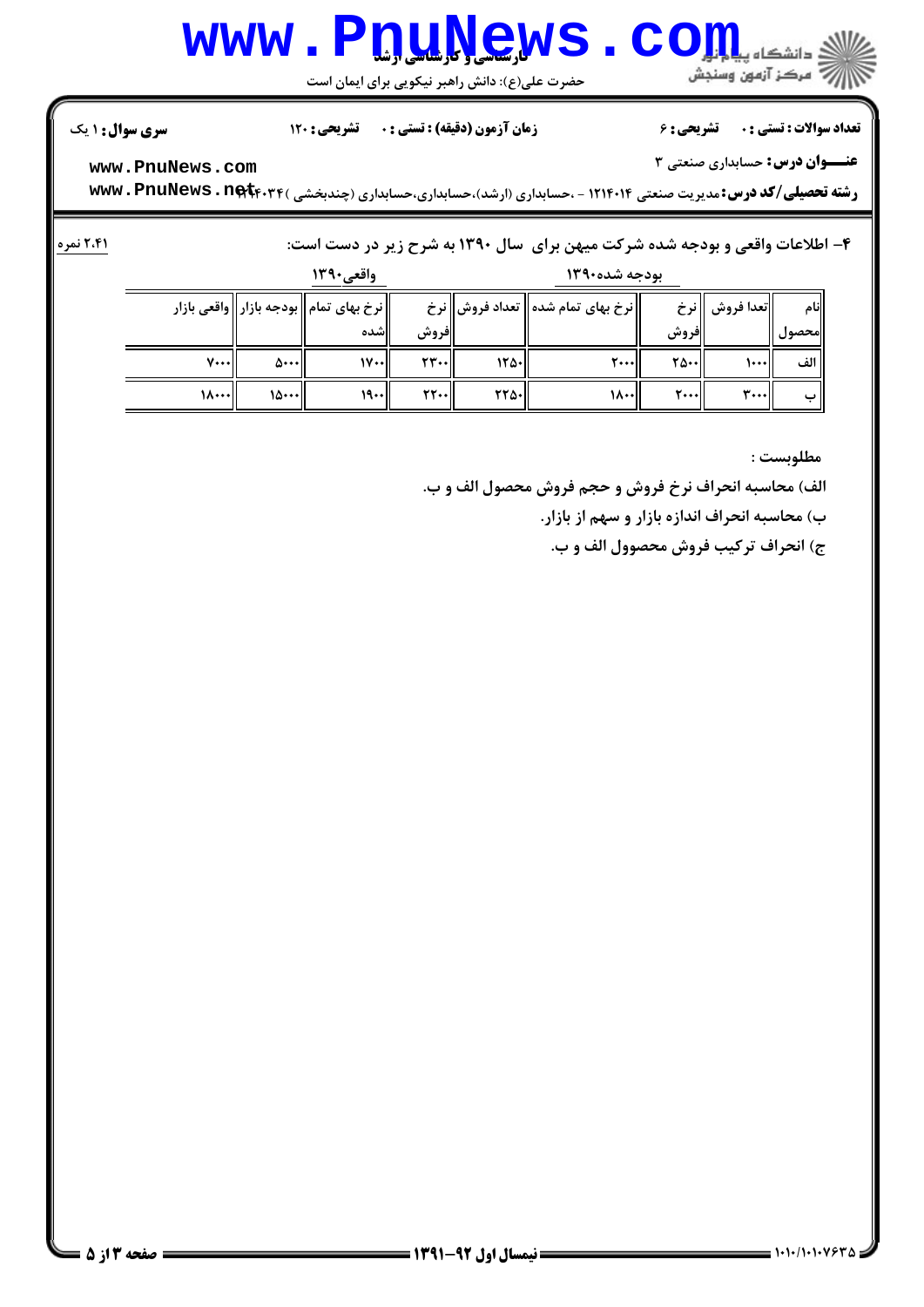۴- اطلاعات واقعی و بودجه شده شرکت میهن برای سال ۱۳۹۰ به شرح زیر در دست است:

۲،۴۱ نمره

| نام محصول | بودجه شده ۱۳۹۰ | | | | واقعی ۱۳۹۰ | | | |
|---|---|---|---|---|---|---|---|---|
| | تعدا فروش | نرخ فروش | نرخ بهای تمام شده | تعداد فروش | نرخ فروش | نرخ بهای تمام شده | بودجه بازار | واقعی بازار |
| الف | ۱۰۰۰ | ۲۵۰۰ | ۲۰۰۰ | ۱۲۵۰ | ۲۳۰۰ | ۱۷۰۰ | ۵۰۰۰ | ۷۰۰۰ |
| ب | ۳۰۰۰ | ۲۰۰۰ | ۱۸۰۰ | ۲۲۵۰ | ۲۲۰۰ | ۱۹۰۰ | ۱۵۰۰۰ | ۱۸۰۰۰ |

مطلوبست :

الف) محاسبه انحراف نرخ فروش و حجم فروش محصول الف و ب.

ب) محاسبه انحراف اندازه بازار و سهم از بازار.

ج) انحراف ترکیب فروش محصوول الف و ب.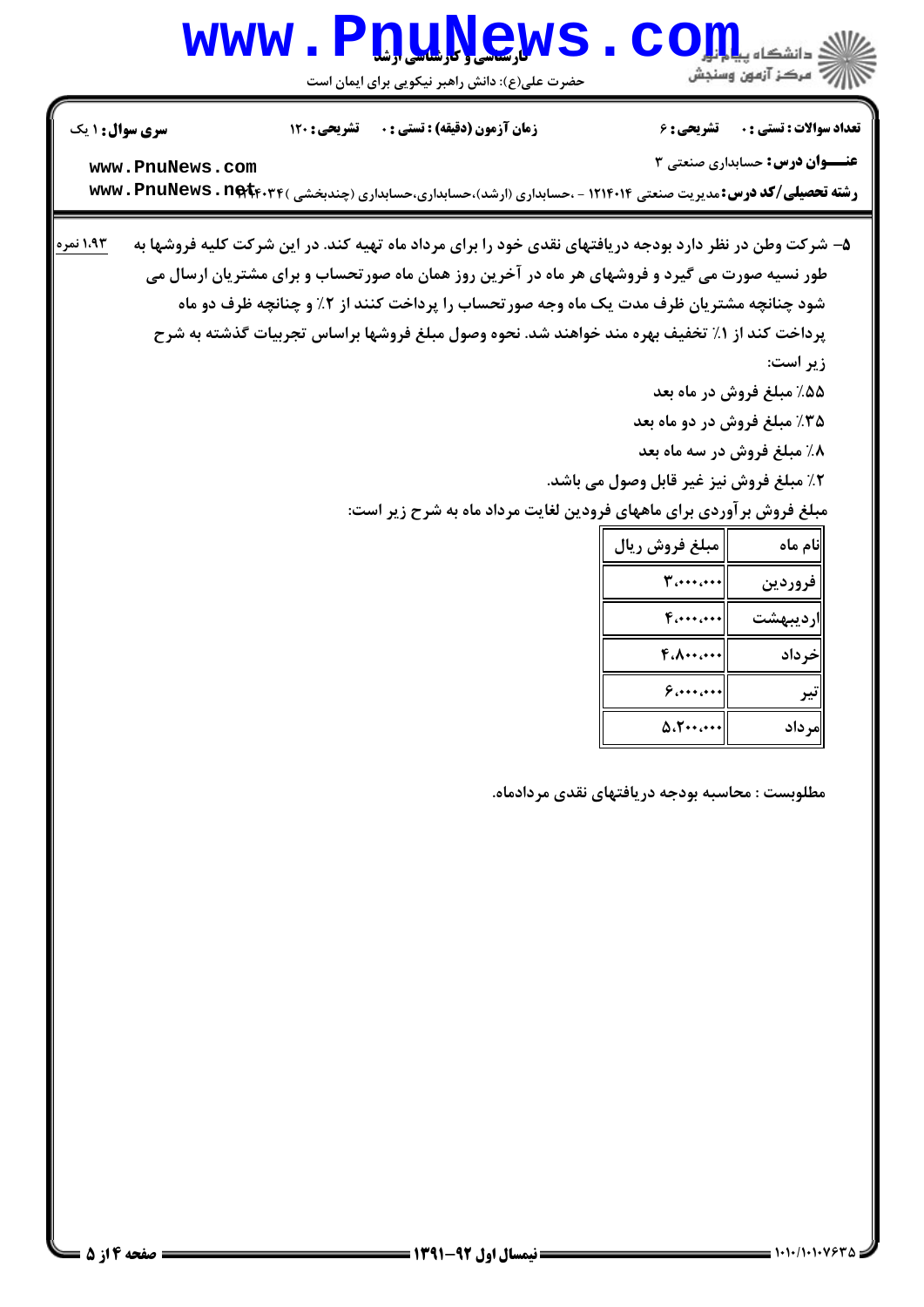**سری سوال:** ۱ یک | **زمان آزمون (دقیقه) : تستی :** ۰ **تشریحی :** ۱۲۰ | **تعداد سوالات : تستی :** ۰ **تشریحی :** ۶

**عنـــوان درس:** حسابداری صنعتی ۳

**رشته تحصیلی/کد درس:** مدیریت صنعتی ۱۲۱۴۰۱۴ - ،حسابداری (ارشد)،حسابداری،حسابداری (چندبخشی )۱۲۱۴۰۳۴

۵- شرکت وطن در نظر دارد بودجه دریافتهای نقدی خود را برای مرداد ماه تهیه کند. در این شرکت کلیه فروشها به طور نسیه صورت می گیرد و فروشهای هر ماه در آخرین روز همان ماه صورتحساب و برای مشتریان ارسال می شود چنانچه مشتریان ظرف مدت یک ماه وجه صورتحساب را پرداخت کنند از ۲٪ و چنانچه ظرف دو ماه پرداخت کند از ۱٪ تخفیف بهره مند خواهند شد. نحوه وصول مبلغ فروشها براساس تجربیات گذشته به شرح زیر است: (۱،۹۳ نمره)

۵۵٪ مبلغ فروش در ماه بعد

۳۵٪ مبلغ فروش در دو ماه بعد

۸٪ مبلغ فروش در سه ماه بعد

۲٪ مبلغ فروش نیز غیر قابل وصول می باشد.

مبلغ فروش برآوردی برای ماههای فرودین لغایت مرداد ماه به شرح زیر است:

| نام ماه | مبلغ فروش ریال |
|---|---|
| فروردین | ۳،۰۰۰،۰۰۰ |
| اردیبهشت | ۴،۰۰۰،۰۰۰ |
| خرداد | ۴،۸۰۰،۰۰۰ |
| تیر | ۶،۰۰۰،۰۰۰ |
| مرداد | ۵،۲۰۰،۰۰۰ |

مطلوبست : محاسبه بودجه دریافتهای نقدی مردادماه.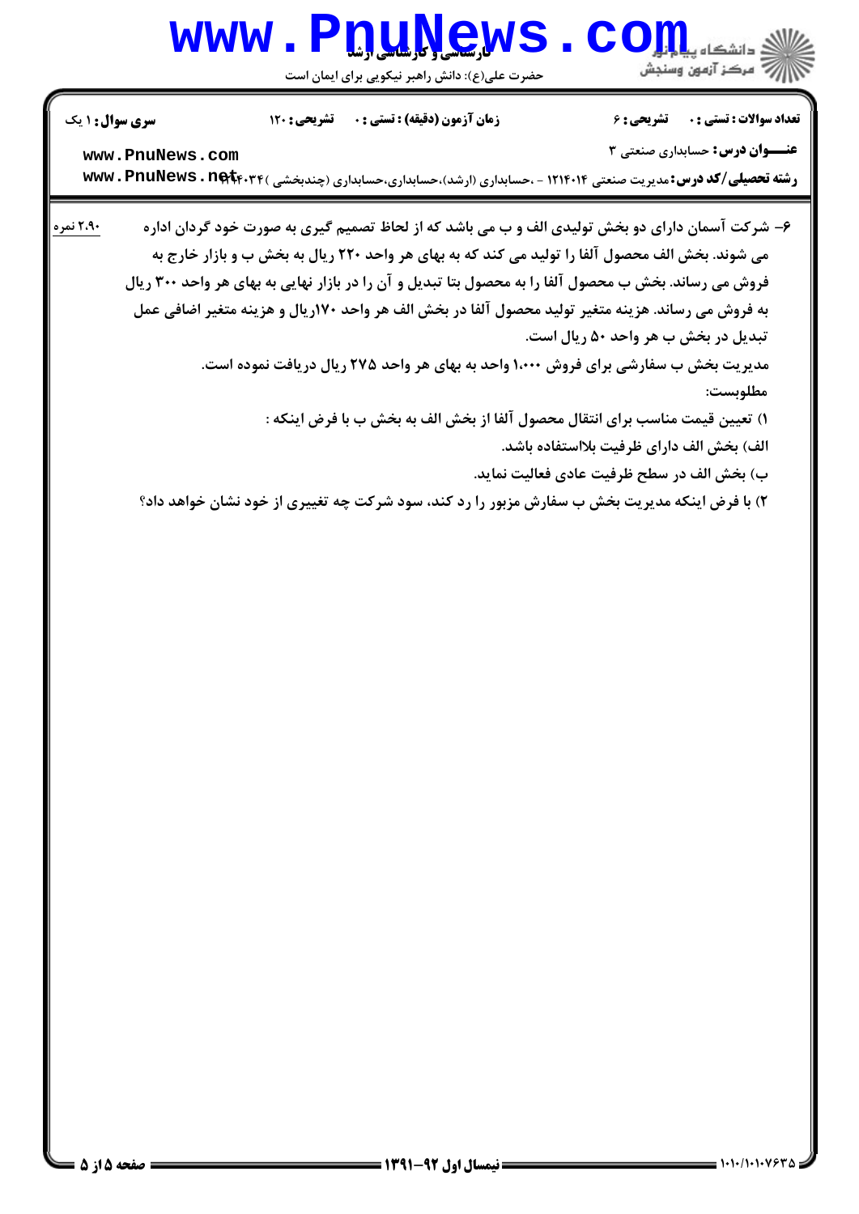۶- شرکت آسمان دارای دو بخش تولیدی الف و ب می باشد که از لحاظ تصمیم گیری به صورت خود گردان اداره می شوند. بخش الف محصول آلفا را تولید می کند که به بهای هر واحد ۲۲۰ ریال به بخش ب و بازار خارج به فروش می رساند. بخش ب محصول آلفا را به محصول بتا تبدیل و آن را در بازار نهایی به بهای هر واحد ۳۰۰ ریال به فروش می رساند. هزینه متغیر تولید محصول آلفا در بخش الف هر واحد ۱۷۰ریال و هزینه متغیر اضافی عمل تبدیل در بخش ب هر واحد ۵۰ ریال است.

۲،۹۰ نمره

مدیریت بخش ب سفارشی برای فروش ۱،۰۰۰ واحد به بهای هر واحد ۲۷۵ ریال دریافت نموده است.

مطلوبست:

۱) تعیین قیمت مناسب برای انتقال محصول آلفا از بخش الف به بخش ب با فرض اینکه :

الف) بخش الف دارای ظرفیت بلااستفاده باشد.

ب) بخش الف در سطح ظرفیت عادی فعالیت نماید.

۲) با فرض اینکه مدیریت بخش ب سفارش مزبور را رد کند، سود شرکت چه تغییری از خود نشان خواهد داد؟